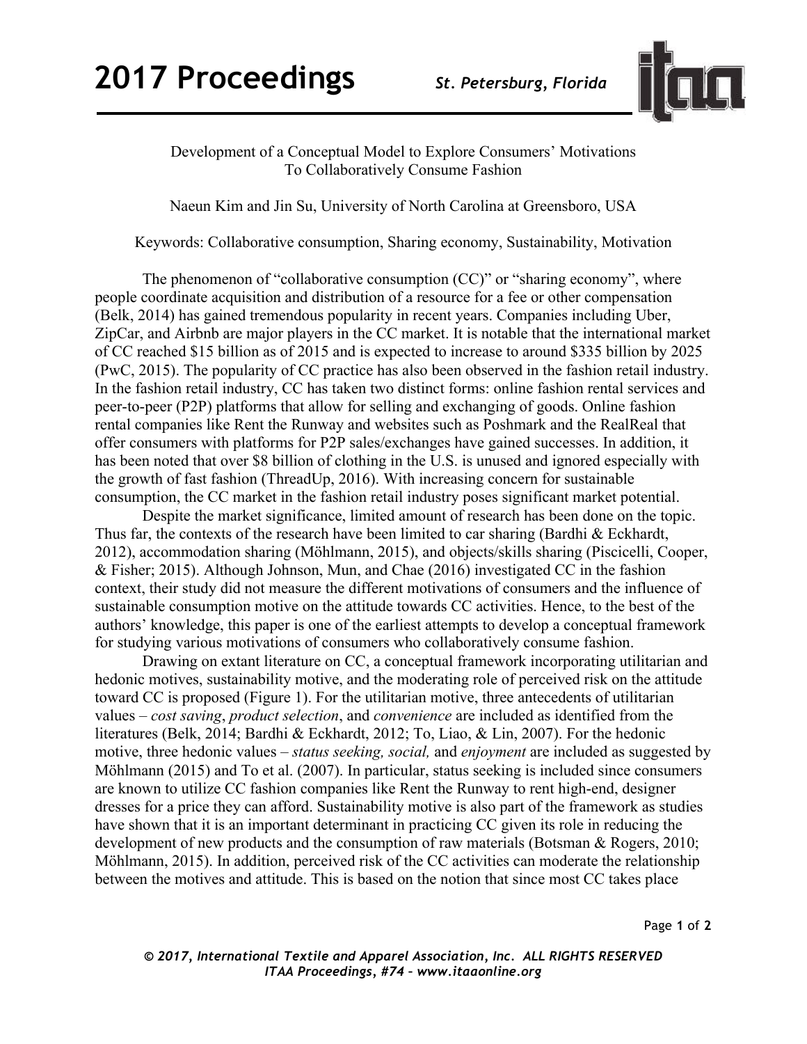Development of a Conceptual Model to Explore Consumers' Motivations To Collaboratively Consume Fashion

Naeun Kim and Jin Su, University of North Carolina at Greensboro, USA

Keywords: Collaborative consumption, Sharing economy, Sustainability, Motivation

The phenomenon of "collaborative consumption (CC)" or "sharing economy", where people coordinate acquisition and distribution of a resource for a fee or other compensation (Belk, 2014) has gained tremendous popularity in recent years. Companies including Uber, ZipCar, and Airbnb are major players in the CC market. It is notable that the international market of CC reached $15 billion as of 2015 and is expected to increase to around $335 billion by 2025 (PwC, 2015). The popularity of CC practice has also been observed in the fashion retail industry. In the fashion retail industry, CC has taken two distinct forms: online fashion rental services and peer-to-peer (P2P) platforms that allow for selling and exchanging of goods. Online fashion rental companies like Rent the Runway and websites such as Poshmark and the RealReal that offer consumers with platforms for P2P sales/exchanges have gained successes. In addition, it has been noted that over $8 billion of clothing in the U.S. is unused and ignored especially with the growth of fast fashion (ThreadUp, 2016). With increasing concern for sustainable consumption, the CC market in the fashion retail industry poses significant market potential.

Despite the market significance, limited amount of research has been done on the topic. Thus far, the contexts of the research have been limited to car sharing (Bardhi & Eckhardt, 2012), accommodation sharing (Möhlmann, 2015), and objects/skills sharing (Piscicelli, Cooper, & Fisher; 2015). Although Johnson, Mun, and Chae (2016) investigated CC in the fashion context, their study did not measure the different motivations of consumers and the influence of sustainable consumption motive on the attitude towards CC activities. Hence, to the best of the authors' knowledge, this paper is one of the earliest attempts to develop a conceptual framework for studying various motivations of consumers who collaboratively consume fashion.

Drawing on extant literature on CC, a conceptual framework incorporating utilitarian and hedonic motives, sustainability motive, and the moderating role of perceived risk on the attitude toward CC is proposed (Figure 1). For the utilitarian motive, three antecedents of utilitarian values – *cost saving*, *product selection*, and *convenience* are included as identified from the literatures (Belk, 2014; Bardhi & Eckhardt, 2012; To, Liao, & Lin, 2007). For the hedonic motive, three hedonic values – *status seeking, social,* and *enjoyment* are included as suggested by Möhlmann (2015) and To et al. (2007). In particular, status seeking is included since consumers are known to utilize CC fashion companies like Rent the Runway to rent high-end, designer dresses for a price they can afford. Sustainability motive is also part of the framework as studies have shown that it is an important determinant in practicing CC given its role in reducing the development of new products and the consumption of raw materials (Botsman & Rogers, 2010; Möhlmann, 2015). In addition, perceived risk of the CC activities can moderate the relationship between the motives and attitude. This is based on the notion that since most CC takes place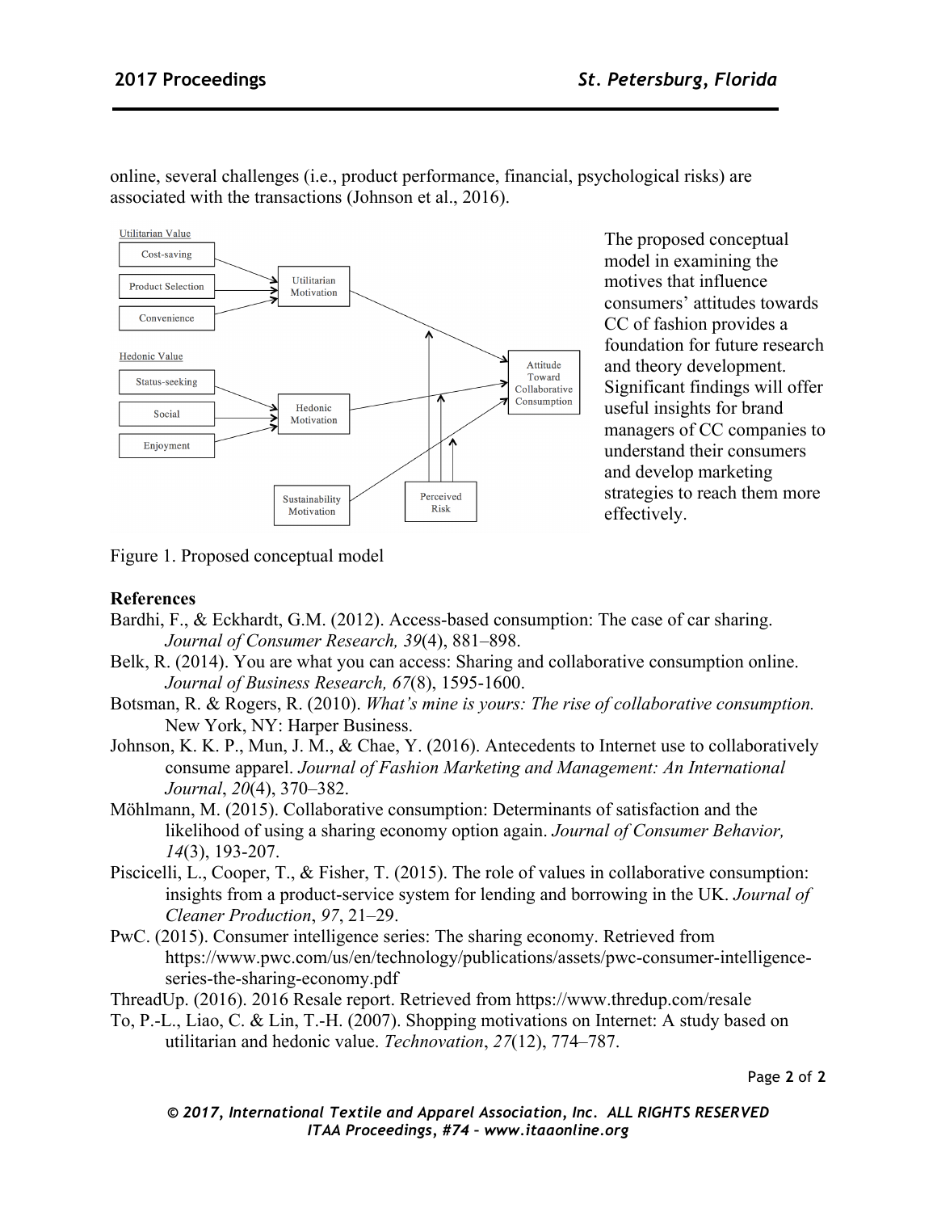online, several challenges (i.e., product performance, financial, psychological risks) are associated with the transactions (Johnson et al., 2016).

Utilitarian Value
Cost-saving
Product Selection
Convenience
Utilitarian Motivation
Hedonic Value
Status-seeking
Social
Enjoyment
Hedonic Motivation
Sustainability Motivation
Perceived Risk
Attitude Toward Collaborative Consumption

The proposed conceptual model in examining the motives that influence consumers' attitudes towards CC of fashion provides a foundation for future research and theory development. Significant findings will offer useful insights for brand managers of CC companies to understand their consumers and develop marketing strategies to reach them more effectively.

Figure 1. Proposed conceptual model

## References

Bardhi, F., & Eckhardt, G.M. (2012). Access-based consumption: The case of car sharing. *Journal of Consumer Research, 39*(4), 881–898.

Belk, R. (2014). You are what you can access: Sharing and collaborative consumption online. *Journal of Business Research, 67*(8), 1595-1600.

Botsman, R. & Rogers, R. (2010). *What's mine is yours: The rise of collaborative consumption.* New York, NY: Harper Business.

Johnson, K. K. P., Mun, J. M., & Chae, Y. (2016). Antecedents to Internet use to collaboratively consume apparel. *Journal of Fashion Marketing and Management: An International Journal*, *20*(4), 370–382.

Möhlmann, M. (2015). Collaborative consumption: Determinants of satisfaction and the likelihood of using a sharing economy option again. *Journal of Consumer Behavior, 14*(3), 193-207.

Piscicelli, L., Cooper, T., & Fisher, T. (2015). The role of values in collaborative consumption: insights from a product-service system for lending and borrowing in the UK. *Journal of Cleaner Production*, *97*, 21–29.

PwC. (2015). Consumer intelligence series: The sharing economy. Retrieved from https://www.pwc.com/us/en/technology/publications/assets/pwc-consumer-intelligence-series-the-sharing-economy.pdf

ThreadUp. (2016). 2016 Resale report. Retrieved from https://www.thredup.com/resale

To, P.-L., Liao, C. & Lin, T.-H. (2007). Shopping motivations on Internet: A study based on utilitarian and hedonic value. *Technovation*, *27*(12), 774–787.